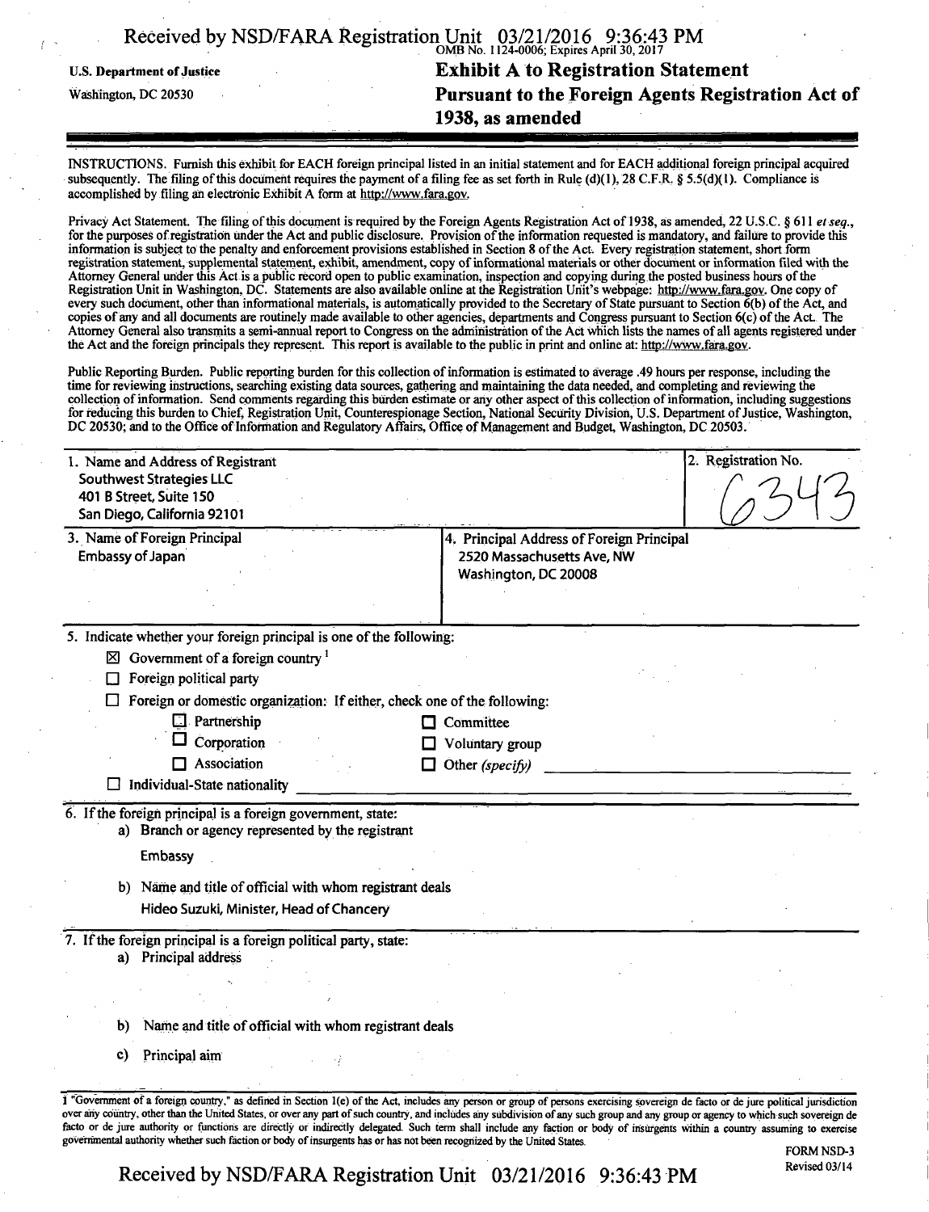U.S. Department of Justice

Washington, DC 20530

OMB No. 1124-0006; Expires April 30, 2017

# Exhibit A to Registration Statement Pursuant to the Foreign Agents Registration Act of 1938, as amended

INSTRUCTIONS. Furnish this exhibit for EACH foreign principal listed in an initial statement and for EACH additional foreign principal acquired subsequently. The filing of this document requires the payment of a filing fee as set forth in Rule (d)(1), 28 C.F.R. § 5.5(d)(1). Compliance is accomplished by filing an electronic Exhibit A form at http://www.fara.gov.

Privacy Act Statement. The filing of this document is required by the Foreign Agents Registration Act of 1938, as amended, 22 U.S.C. § 611 *et seq.*, for the purposes of registration under the Act and public disclosure. Provision of the information requested is mandatory, and failure to provide this information is subject to the penalty and enforcement provisions established in Section 8 of the Act. Every registration statement, short form registration statement, supplemental statement, exhibit, amendment, copy of informational materials or other document or information filed with the Attorney General under this Act is a public record open to public examination, inspection and copying during the posted business hours of the Registration Unit in Washington, DC. Statements are also available online at the Registration Unit's webpage: http://www.fara.gov. One copy of every such document, other than informational materials, is automatically provided to the Secretary of State pursuant to Section 6(b) of the Act, and copies of any and all documents are routinely made available to other agencies, departments and Congress pursuant to Section 6(c) of the Act. The Attorney General also transmits a semi-annual report to Congress on the administration of the Act which lists the names of all agents registered under the Act and the foreign principals they represent. This report is available to the public in print and online at: http://www.fara.gov.

Public Reporting Burden. Public reporting burden for this collection of information is estimated to average .49 hours per response, including the time for reviewing instructions, searching existing data sources, gathering and maintaining the data needed, and completing and reviewing the collection of information. Send comments regarding this burden estimate or any other aspect of this collection of information, including suggestions for reducing this burden to Chief, Registration Unit, Counterespionage Section, National Security Division, U.S. Department of Justice, Washington, DC 20530; and to the Office of Information and Regulatory Affairs, Office of Management and Budget, Washington, DC 20503.

| 1. Name and Address of Registrant | 2. Registration No. |
|---|---|
| Southwest Strategies LLC<br>401 B Street, Suite 150<br>San Diego, California 92101 | 6343 |

| 3. Name of Foreign Principal | 4. Principal Address of Foreign Principal |
|---|---|
| Embassy of Japan | 2520 Massachusetts Ave, NW<br>Washington, DC 20008 |

5. Indicate whether your foreign principal is one of the following:

- ☒ Government of a foreign country [1]
- ☐ Foreign political party
- ☐ Foreign or domestic organization: If either, check one of the following:
  - ☐ Partnership
  - ☐ Corporation
  - ☐ Association
  - ☐ Committee
  - ☐ Voluntary group
  - ☐ Other *(specify)* ____________
- ☐ Individual-State nationality ____________

6. If the foreign principal is a foreign government, state:

a) Branch or agency represented by the registrant

Embassy

b) Name and title of official with whom registrant deals

Hideo Suzuki, Minister, Head of Chancery

7. If the foreign principal is a foreign political party, state:

a) Principal address

b) Name and title of official with whom registrant deals

c) Principal aim

[1] "Government of a foreign country," as defined in Section 1(e) of the Act, includes any person or group of persons exercising sovereign de facto or de jure political jurisdiction over any country, other than the United States, or over any part of such country, and includes any subdivision of any such group and any group or agency to which such sovereign de facto or de jure authority or functions are directly or indirectly delegated. Such term shall include any faction or body of insurgents within a country assuming to exercise governmental authority whether such faction or body of insurgents has or has not been recognized by the United States.

FORM NSD-3
Revised 03/14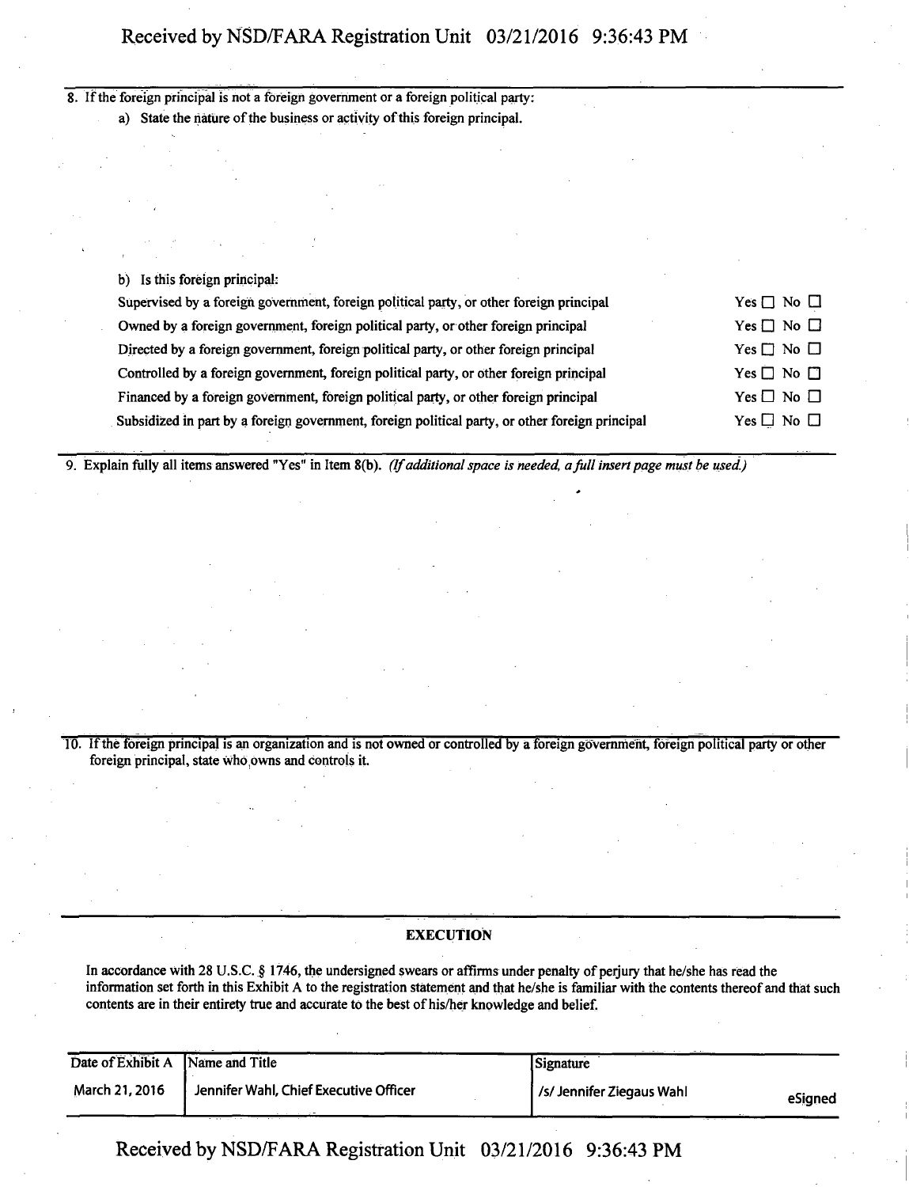8. If the foreign principal is not a foreign government or a foreign political party:

   a) State the nature of the business or activity of this foreign principal.

   b) Is this foreign principal:

| | |
|---|---|
| Supervised by a foreign government, foreign political party, or other foreign principal | Yes ☐ No ☐ |
| Owned by a foreign government, foreign political party, or other foreign principal | Yes ☐ No ☐ |
| Directed by a foreign government, foreign political party, or other foreign principal | Yes ☐ No ☐ |
| Controlled by a foreign government, foreign political party, or other foreign principal | Yes ☐ No ☐ |
| Financed by a foreign government, foreign political party, or other foreign principal | Yes ☐ No ☐ |
| Subsidized in part by a foreign government, foreign political party, or other foreign principal | Yes ☐ No ☐ |

9. Explain fully all items answered "Yes" in Item 8(b). *(If additional space is needed, a full insert page must be used.)*

10. If the foreign principal is an organization and is not owned or controlled by a foreign government, foreign political party or other foreign principal, state who owns and controls it.

## EXECUTION

In accordance with 28 U.S.C. § 1746, the undersigned swears or affirms under penalty of perjury that he/she has read the information set forth in this Exhibit A to the registration statement and that he/she is familiar with the contents thereof and that such contents are in their entirety true and accurate to the best of his/her knowledge and belief.

| Date of Exhibit A | Name and Title | Signature |
|---|---|---|
| March 21, 2016 | Jennifer Wahl, Chief Executive Officer | /s/ Jennifer Ziegaus Wahl eSigned |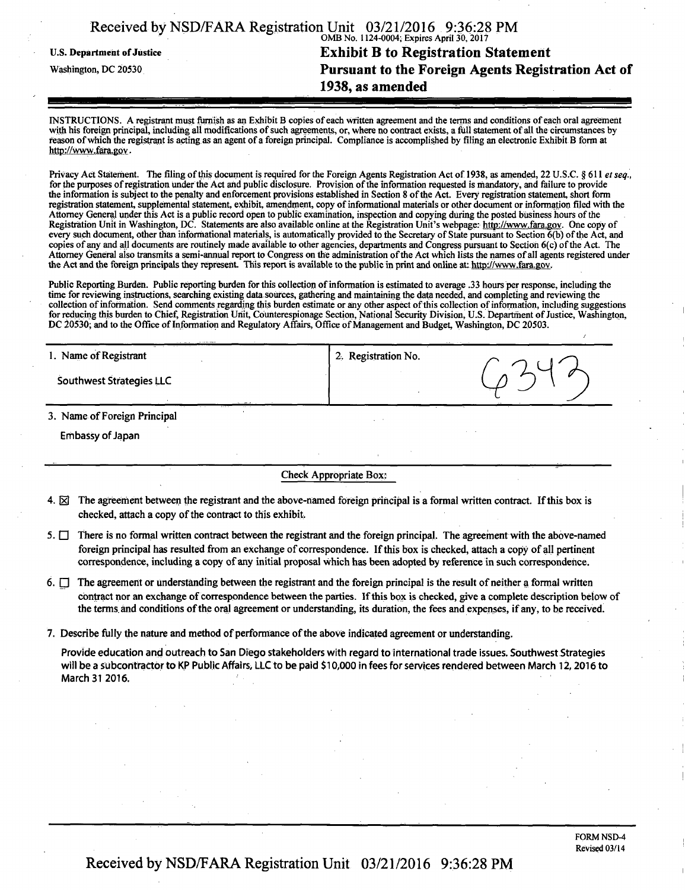U.S. Department of Justice

Washington, DC 20530

OMB No. 1124-0004; Expires April 30, 2017

# Exhibit B to Registration Statement
# Pursuant to the Foreign Agents Registration Act of 1938, as amended

INSTRUCTIONS. A registrant must furnish as an Exhibit B copies of each written agreement and the terms and conditions of each oral agreement with his foreign principal, including all modifications of such agreements, or, where no contract exists, a full statement of all the circumstances by reason of which the registrant is acting as an agent of a foreign principal. Compliance is accomplished by filing an electronic Exhibit B form at http://www.fara.gov.

Privacy Act Statement. The filing of this document is required for the Foreign Agents Registration Act of 1938, as amended, 22 U.S.C. § 611 *et seq.*, for the purposes of registration under the Act and public disclosure. Provision of the information requested is mandatory, and failure to provide the information is subject to the penalty and enforcement provisions established in Section 8 of the Act. Every registration statement, short form registration statement, supplemental statement, exhibit, amendment, copy of informational materials or other document or information filed with the Attorney General under this Act is a public record open to public examination, inspection and copying during the posted business hours of the Registration Unit in Washington, DC. Statements are also available online at the Registration Unit's webpage: http://www.fara.gov. One copy of every such document, other than informational materials, is automatically provided to the Secretary of State pursuant to Section 6(b) of the Act, and copies of any and all documents are routinely made available to other agencies, departments and Congress pursuant to Section 6(c) of the Act. The Attorney General also transmits a semi-annual report to Congress on the administration of the Act which lists the names of all agents registered under the Act and the foreign principals they represent. This report is available to the public in print and online at: http://www.fara.gov.

Public Reporting Burden. Public reporting burden for this collection of information is estimated to average .33 hours per response, including the time for reviewing instructions, searching existing data sources, gathering and maintaining the data needed, and completing and reviewing the collection of information. Send comments regarding this burden estimate or any other aspect of this collection of information, including suggestions for reducing this burden to Chief, Registration Unit, Counterespionage Section, National Security Division, U.S. Department of Justice, Washington, DC 20530; and to the Office of Information and Regulatory Affairs, Office of Management and Budget, Washington, DC 20503.

| 1. Name of Registrant | 2. Registration No. |
| --- | --- |
| Southwest Strategies LLC | 6343 |

3. Name of Foreign Principal

Embassy of Japan

Check Appropriate Box:

4. ☒ The agreement between the registrant and the above-named foreign principal is a formal written contract. If this box is checked, attach a copy of the contract to this exhibit.

5. ☐ There is no formal written contract between the registrant and the foreign principal. The agreement with the above-named foreign principal has resulted from an exchange of correspondence. If this box is checked, attach a copy of all pertinent correspondence, including a copy of any initial proposal which has been adopted by reference in such correspondence.

6. ☐ The agreement or understanding between the registrant and the foreign principal is the result of neither a formal written contract nor an exchange of correspondence between the parties. If this box is checked, give a complete description below of the terms and conditions of the oral agreement or understanding, its duration, the fees and expenses, if any, to be received.

7. Describe fully the nature and method of performance of the above indicated agreement or understanding.

Provide education and outreach to San Diego stakeholders with regard to international trade issues. Southwest Strategies will be a subcontractor to KP Public Affairs, LLC to be paid $10,000 in fees for services rendered between March 12, 2016 to March 31 2016.

FORM NSD-4
Revised 03/14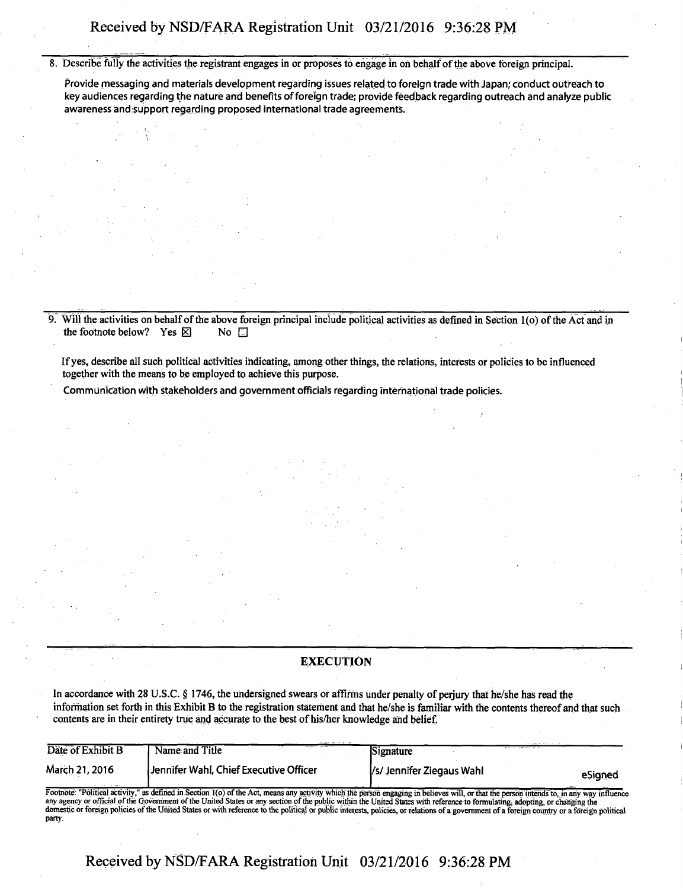8. Describe fully the activities the registrant engages in or proposes to engage in on behalf of the above foreign principal.

   Provide messaging and materials development regarding issues related to foreign trade with Japan; conduct outreach to key audiences regarding the nature and benefits of foreign trade; provide feedback regarding outreach and analyze public awareness and support regarding proposed international trade agreements.

9. Will the activities on behalf of the above foreign principal include political activities as defined in Section 1(o) of the Act and in the footnote below? Yes ☒ No ☐

   If yes, describe all such political activities indicating, among other things, the relations, interests or policies to be influenced together with the means to be employed to achieve this purpose.

   Communication with stakeholders and government officials regarding international trade policies.

## EXECUTION

In accordance with 28 U.S.C. § 1746, the undersigned swears or affirms under penalty of perjury that he/she has read the information set forth in this Exhibit B to the registration statement and that he/she is familiar with the contents thereof and that such contents are in their entirety true and accurate to the best of his/her knowledge and belief.

| Date of Exhibit B | Name and Title | Signature |
| --- | --- | --- |
| March 21, 2016 | Jennifer Wahl, Chief Executive Officer | /s/ Jennifer Ziegaus Wahl eSigned |

Footnote: "Political activity," as defined in Section 1(o) of the Act, means any activity which the person engaging in believes will, or that the person intends to, in any way influence any agency or official of the Government of the United States or any section of the public within the United States with reference to formulating, adopting, or changing the domestic or foreign policies of the United States or with reference to the political or public interests, policies, or relations of a government of a foreign country or a foreign political party.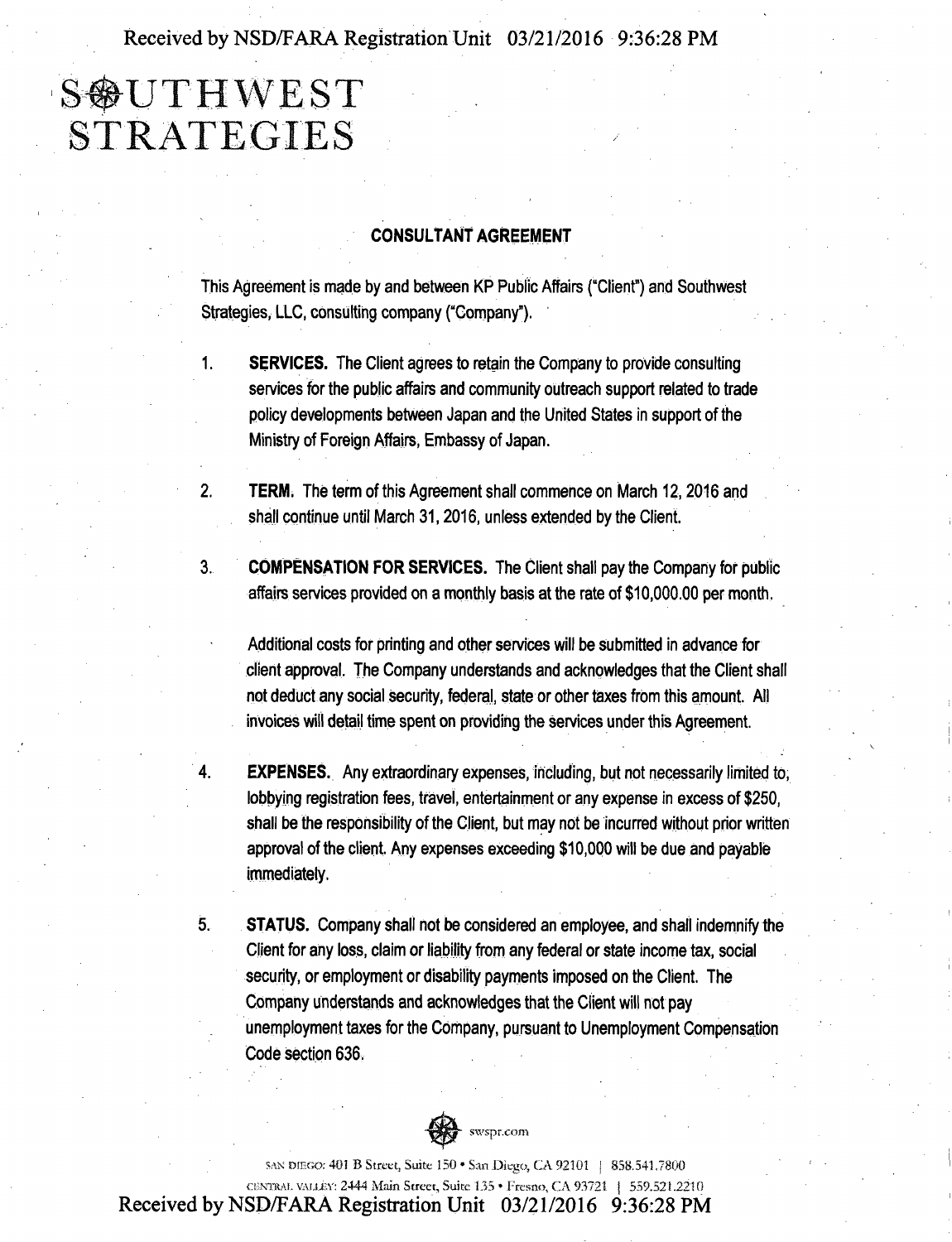# SOUTHWEST STRATEGIES

**CONSULTANT AGREEMENT**

This Agreement is made by and between KP Public Affairs ("Client") and Southwest Strategies, LLC, consulting company ("Company").

1. **SERVICES.** The Client agrees to retain the Company to provide consulting services for the public affairs and community outreach support related to trade policy developments between Japan and the United States in support of the Ministry of Foreign Affairs, Embassy of Japan.

2. **TERM.** The term of this Agreement shall commence on March 12, 2016 and shall continue until March 31, 2016, unless extended by the Client.

3. **COMPENSATION FOR SERVICES.** The Client shall pay the Company for public affairs services provided on a monthly basis at the rate of $10,000.00 per month.

   Additional costs for printing and other services will be submitted in advance for client approval. The Company understands and acknowledges that the Client shall not deduct any social security, federal, state or other taxes from this amount. All invoices will detail time spent on providing the services under this Agreement.

4. **EXPENSES.** Any extraordinary expenses, including, but not necessarily limited to, lobbying registration fees, travel, entertainment or any expense in excess of $250, shall be the responsibility of the Client, but may not be incurred without prior written approval of the client. Any expenses exceeding $10,000 will be due and payable immediately.

5. **STATUS.** Company shall not be considered an employee, and shall indemnify the Client for any loss, claim or liability from any federal or state income tax, social security, or employment or disability payments imposed on the Client. The Company understands and acknowledges that the Client will not pay unemployment taxes for the Company, pursuant to Unemployment Compensation Code section 636.

swspr.com

SAN DIEGO: 401 B Street, Suite 150 • San Diego, CA 92101 | 858.541.7800
CENTRAL VALLEY: 2444 Main Street, Suite 135 • Fresno, CA 93721 | 559.521.2210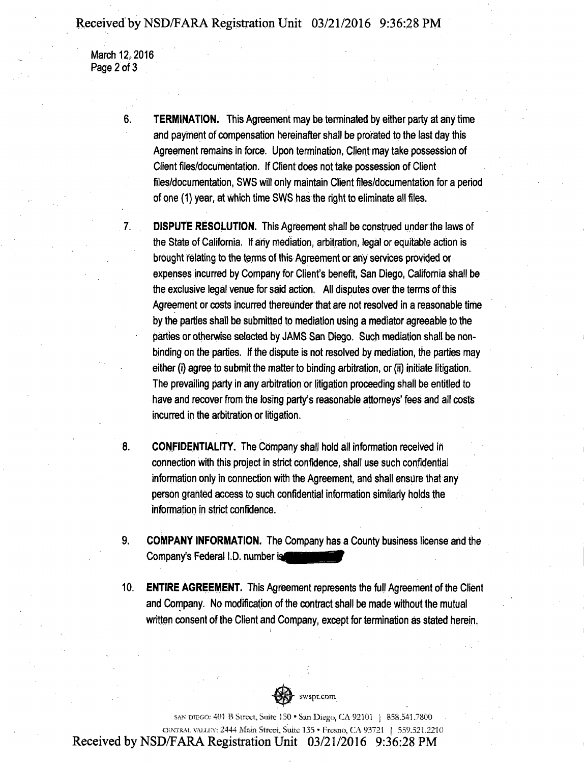6. **TERMINATION.** This Agreement may be terminated by either party at any time and payment of compensation hereinafter shall be prorated to the last day this Agreement remains in force. Upon termination, Client may take possession of Client files/documentation. If Client does not take possession of Client files/documentation, SWS will only maintain Client files/documentation for a period of one (1) year, at which time SWS has the right to eliminate all files.

7. **DISPUTE RESOLUTION.** This Agreement shall be construed under the laws of the State of California. If any mediation, arbitration, legal or equitable action is brought relating to the terms of this Agreement or any services provided or expenses incurred by Company for Client's benefit, San Diego, California shall be the exclusive legal venue for said action. All disputes over the terms of this Agreement or costs incurred thereunder that are not resolved in a reasonable time by the parties shall be submitted to mediation using a mediator agreeable to the parties or otherwise selected by JAMS San Diego. Such mediation shall be non-binding on the parties. If the dispute is not resolved by mediation, the parties may either (i) agree to submit the matter to binding arbitration, or (ii) initiate litigation. The prevailing party in any arbitration or litigation proceeding shall be entitled to have and recover from the losing party's reasonable attorneys' fees and all costs incurred in the arbitration or litigation.

8. **CONFIDENTIALITY.** The Company shall hold all information received in connection with this project in strict confidence, shall use such confidential information only in connection with the Agreement, and shall ensure that any person granted access to such confidential information similarly holds the information in strict confidence.

9. **COMPANY INFORMATION.** The Company has a County business license and the Company's Federal I.D. number is [REDACTED]

10. **ENTIRE AGREEMENT.** This Agreement represents the full Agreement of the Client and Company. No modification of the contract shall be made without the mutual written consent of the Client and Company, except for termination as stated herein.

swspr.com

SAN DIEGO: 401 B Street, Suite 150 • San Diego, CA 92101 | 858.541.7800

CENTRAL VALLEY: 2444 Main Street, Suite 135 • Fresno, CA 93721 | 559.521.2210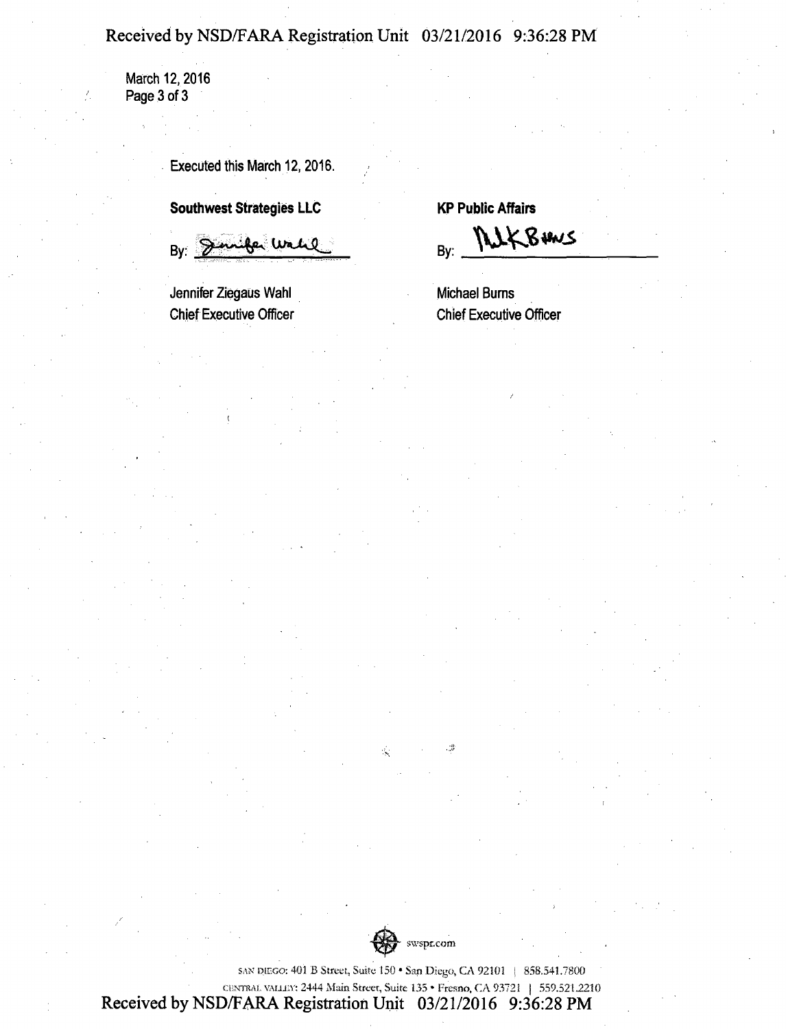March 12, 2016

Executed this March 12, 2016.

| | |
|---|---|
| **Southwest Strategies LLC** | **KP Public Affairs** |
| By: Jennifer Wahl | By: MLK Burns |
| Jennifer Ziegaus Wahl | Michael Burns |
| Chief Executive Officer | Chief Executive Officer |

swspr.com

SAN DIEGO: 401 B Street, Suite 150 • San Diego, CA 92101 | 858.541.7800

CENTRAL VALLEY: 2444 Main Street, Suite 135 • Fresno, CA 93721 | 559.521.2210